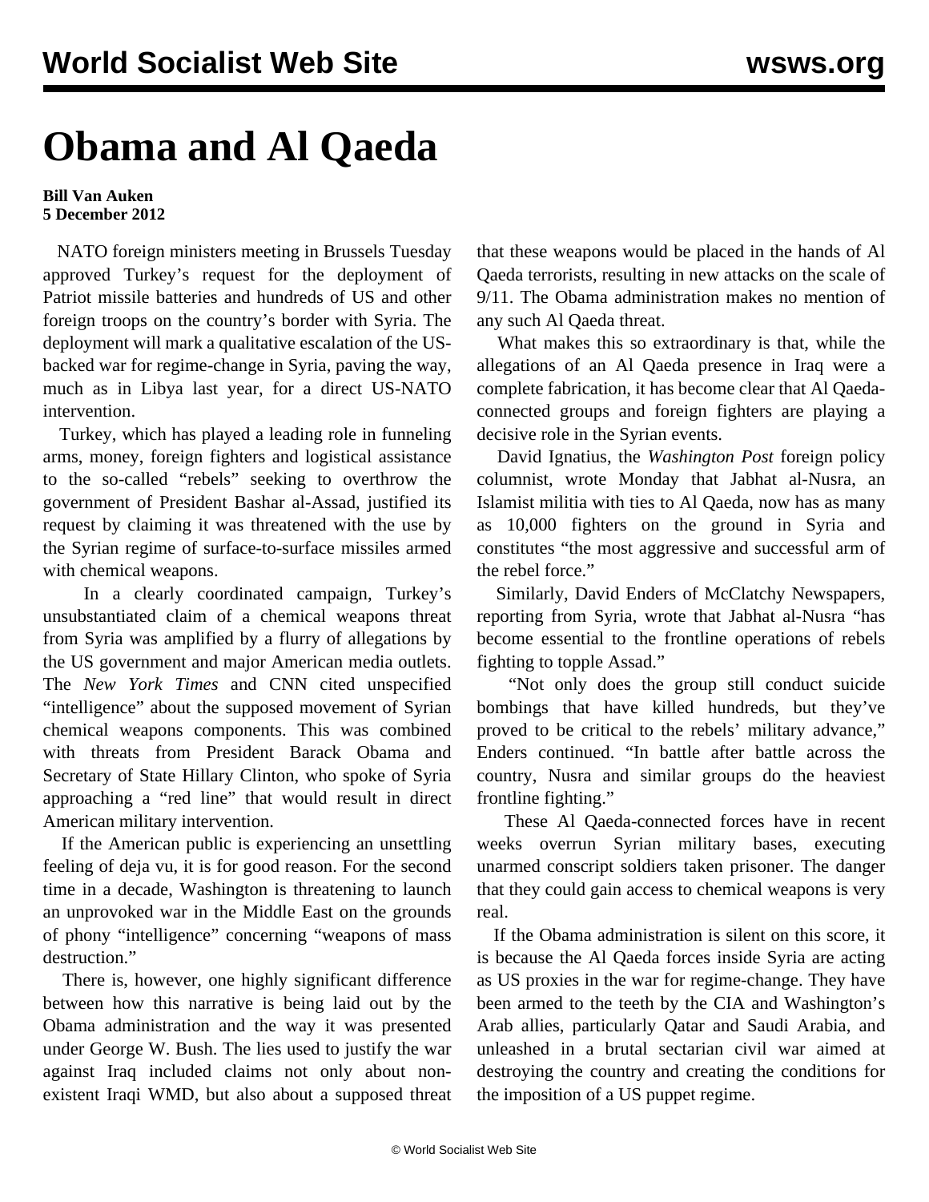# Obama and Al Qaeda

**Bill Van Auken**
**5 December 2012**

NATO foreign ministers meeting in Brussels Tuesday approved Turkey's request for the deployment of Patriot missile batteries and hundreds of US and other foreign troops on the country's border with Syria. The deployment will mark a qualitative escalation of the US-backed war for regime-change in Syria, paving the way, much as in Libya last year, for a direct US-NATO intervention.

Turkey, which has played a leading role in funneling arms, money, foreign fighters and logistical assistance to the so-called "rebels" seeking to overthrow the government of President Bashar al-Assad, justified its request by claiming it was threatened with the use by the Syrian regime of surface-to-surface missiles armed with chemical weapons.

In a clearly coordinated campaign, Turkey's unsubstantiated claim of a chemical weapons threat from Syria was amplified by a flurry of allegations by the US government and major American media outlets. The *New York Times* and CNN cited unspecified "intelligence" about the supposed movement of Syrian chemical weapons components. This was combined with threats from President Barack Obama and Secretary of State Hillary Clinton, who spoke of Syria approaching a "red line" that would result in direct American military intervention.

If the American public is experiencing an unsettling feeling of deja vu, it is for good reason. For the second time in a decade, Washington is threatening to launch an unprovoked war in the Middle East on the grounds of phony "intelligence" concerning "weapons of mass destruction."

There is, however, one highly significant difference between how this narrative is being laid out by the Obama administration and the way it was presented under George W. Bush. The lies used to justify the war against Iraq included claims not only about non-existent Iraqi WMD, but also about a supposed threat that these weapons would be placed in the hands of Al Qaeda terrorists, resulting in new attacks on the scale of 9/11. The Obama administration makes no mention of any such Al Qaeda threat.

What makes this so extraordinary is that, while the allegations of an Al Qaeda presence in Iraq were a complete fabrication, it has become clear that Al Qaeda-connected groups and foreign fighters are playing a decisive role in the Syrian events.

David Ignatius, the *Washington Post* foreign policy columnist, wrote Monday that Jabhat al-Nusra, an Islamist militia with ties to Al Qaeda, now has as many as 10,000 fighters on the ground in Syria and constitutes "the most aggressive and successful arm of the rebel force."

Similarly, David Enders of McClatchy Newspapers, reporting from Syria, wrote that Jabhat al-Nusra "has become essential to the frontline operations of rebels fighting to topple Assad."

"Not only does the group still conduct suicide bombings that have killed hundreds, but they've proved to be critical to the rebels' military advance," Enders continued. "In battle after battle across the country, Nusra and similar groups do the heaviest frontline fighting."

These Al Qaeda-connected forces have in recent weeks overrun Syrian military bases, executing unarmed conscript soldiers taken prisoner. The danger that they could gain access to chemical weapons is very real.

If the Obama administration is silent on this score, it is because the Al Qaeda forces inside Syria are acting as US proxies in the war for regime-change. They have been armed to the teeth by the CIA and Washington's Arab allies, particularly Qatar and Saudi Arabia, and unleashed in a brutal sectarian civil war aimed at destroying the country and creating the conditions for the imposition of a US puppet regime.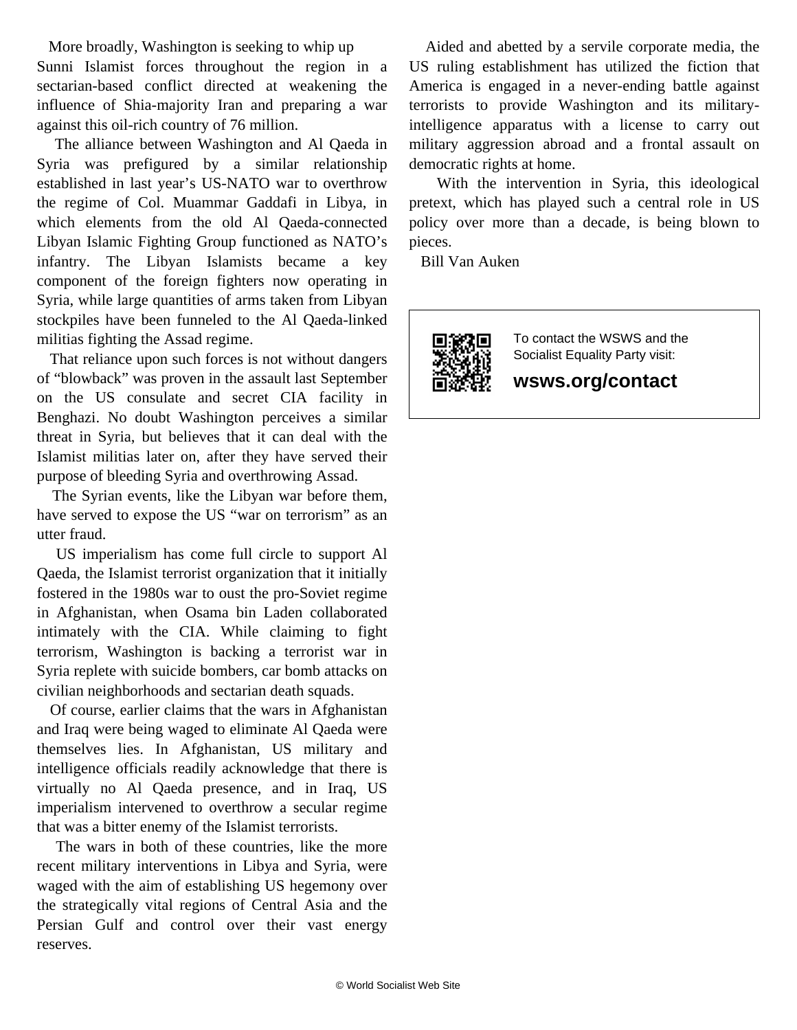More broadly, Washington is seeking to whip up Sunni Islamist forces throughout the region in a sectarian-based conflict directed at weakening the influence of Shia-majority Iran and preparing a war against this oil-rich country of 76 million.

The alliance between Washington and Al Qaeda in Syria was prefigured by a similar relationship established in last year's US-NATO war to overthrow the regime of Col. Muammar Gaddafi in Libya, in which elements from the old Al Qaeda-connected Libyan Islamic Fighting Group functioned as NATO's infantry. The Libyan Islamists became a key component of the foreign fighters now operating in Syria, while large quantities of arms taken from Libyan stockpiles have been funneled to the Al Qaeda-linked militias fighting the Assad regime.

That reliance upon such forces is not without dangers of "blowback" was proven in the assault last September on the US consulate and secret CIA facility in Benghazi. No doubt Washington perceives a similar threat in Syria, but believes that it can deal with the Islamist militias later on, after they have served their purpose of bleeding Syria and overthrowing Assad.

The Syrian events, like the Libyan war before them, have served to expose the US "war on terrorism" as an utter fraud.

US imperialism has come full circle to support Al Qaeda, the Islamist terrorist organization that it initially fostered in the 1980s war to oust the pro-Soviet regime in Afghanistan, when Osama bin Laden collaborated intimately with the CIA. While claiming to fight terrorism, Washington is backing a terrorist war in Syria replete with suicide bombers, car bomb attacks on civilian neighborhoods and sectarian death squads.

Of course, earlier claims that the wars in Afghanistan and Iraq were being waged to eliminate Al Qaeda were themselves lies. In Afghanistan, US military and intelligence officials readily acknowledge that there is virtually no Al Qaeda presence, and in Iraq, US imperialism intervened to overthrow a secular regime that was a bitter enemy of the Islamist terrorists.

The wars in both of these countries, like the more recent military interventions in Libya and Syria, were waged with the aim of establishing US hegemony over the strategically vital regions of Central Asia and the Persian Gulf and control over their vast energy reserves.

Aided and abetted by a servile corporate media, the US ruling establishment has utilized the fiction that America is engaged in a never-ending battle against terrorists to provide Washington and its military-intelligence apparatus with a license to carry out military aggression abroad and a frontal assault on democratic rights at home.

With the intervention in Syria, this ideological pretext, which has played such a central role in US policy over more than a decade, is being blown to pieces.

Bill Van Auken

To contact the WSWS and the Socialist Equality Party visit:

**wsws.org/contact**